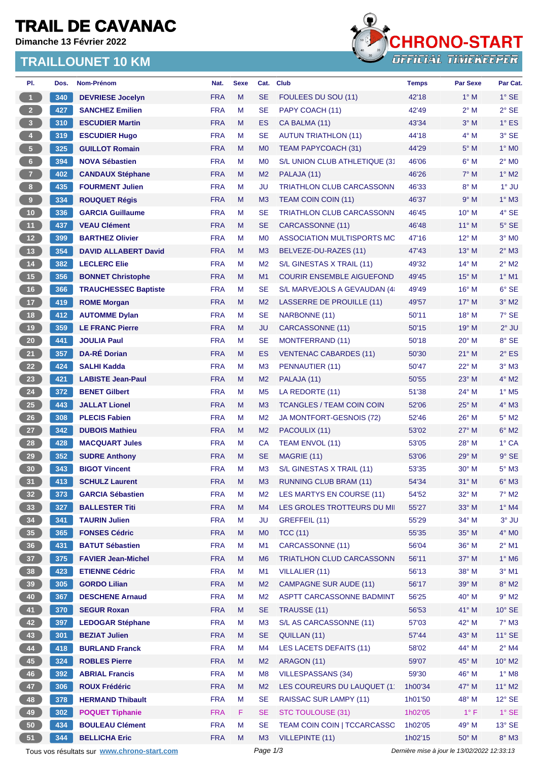# TRAIL DE CAVANAC

**Dimanche 13 Février 2022**

## TRAILLOUNET 10 KM

CHRONO-START
OFFICIAL TIMEKEEPER

| Pl. | Dos. | Nom-Prénom | Nat. | Sexe | Cat. | Club | Temps | Par Sexe | Par Cat. |
|---|---|---|---|---|---|---|---|---|---|
| 1 | 340 | DEVRIESE Jocelyn | FRA | M | SE | FOULEES DU SOU (11) | 42'18 | 1° M | 1° SE |
| 2 | 427 | SANCHEZ Emilien | FRA | M | SE | PAPY COACH (11) | 42'49 | 2° M | 2° SE |
| 3 | 310 | ESCUDIER Martin | FRA | M | ES | CA BALMA (11) | 43'34 | 3° M | 1° ES |
| 4 | 319 | ESCUDIER Hugo | FRA | M | SE | AUTUN TRIATHLON (11) | 44'18 | 4° M | 3° SE |
| 5 | 325 | GUILLOT Romain | FRA | M | M0 | TEAM PAPYCOACH (31) | 44'29 | 5° M | 1° M0 |
| 6 | 394 | NOVA Sébastien | FRA | M | M0 | S/L UNION CLUB ATHLETIQUE (31 | 46'06 | 6° M | 2° M0 |
| 7 | 402 | CANDAUX Stéphane | FRA | M | M2 | PALAJA (11) | 46'26 | 7° M | 1° M2 |
| 8 | 435 | FOURMENT Julien | FRA | M | JU | TRIATHLON CLUB CARCASSONN | 46'33 | 8° M | 1° JU |
| 9 | 334 | ROUQUET Régis | FRA | M | M3 | TEAM COIN COIN (11) | 46'37 | 9° M | 1° M3 |
| 10 | 336 | GARCIA Guillaume | FRA | M | SE | TRIATHLON CLUB CARCASSONN | 46'45 | 10° M | 4° SE |
| 11 | 437 | VEAU Clément | FRA | M | SE | CARCASSONNE (11) | 46'48 | 11° M | 5° SE |
| 12 | 399 | BARTHEZ Olivier | FRA | M | M0 | ASSOCIATION MULTISPORTS MC | 47'16 | 12° M | 3° M0 |
| 13 | 354 | DAVID ALLABERT David | FRA | M | M3 | BELVEZE-DU-RAZES (11) | 47'43 | 13° M | 2° M3 |
| 14 | 382 | LECLERC Elie | FRA | M | M2 | S/L GINESTAS X TRAIL (11) | 49'32 | 14° M | 2° M2 |
| 15 | 356 | BONNET Christophe | FRA | M | M1 | COURIR ENSEMBLE AIGUEFOND | 49'45 | 15° M | 1° M1 |
| 16 | 366 | TRAUCHESSEC Baptiste | FRA | M | SE | S/L MARVEJOLS A GEVAUDAN (4 | 49'49 | 16° M | 6° SE |
| 17 | 419 | ROME Morgan | FRA | M | M2 | LASSERRE DE PROUILLE (11) | 49'57 | 17° M | 3° M2 |
| 18 | 412 | AUTOMME Dylan | FRA | M | SE | NARBONNE (11) | 50'11 | 18° M | 7° SE |
| 19 | 359 | LE FRANC Pierre | FRA | M | JU | CARCASSONNE (11) | 50'15 | 19° M | 2° JU |
| 20 | 441 | JOULIA Paul | FRA | M | SE | MONTFERRAND (11) | 50'18 | 20° M | 8° SE |
| 21 | 357 | DA-RÉ Dorian | FRA | M | ES | VENTENAC CABARDES (11) | 50'30 | 21° M | 2° ES |
| 22 | 424 | SALHI Kadda | FRA | M | M3 | PENNAUTIER (11) | 50'47 | 22° M | 3° M3 |
| 23 | 421 | LABISTE Jean-Paul | FRA | M | M2 | PALAJA (11) | 50'55 | 23° M | 4° M2 |
| 24 | 372 | BENET Gilbert | FRA | M | M5 | LA REDORTE (11) | 51'38 | 24° M | 1° M5 |
| 25 | 443 | JALLAT Lionel | FRA | M | M3 | TCANGLES / TEAM COIN COIN | 52'06 | 25° M | 4° M3 |
| 26 | 308 | PLECIS Fabien | FRA | M | M2 | JA MONTFORT-GESNOIS (72) | 52'46 | 26° M | 5° M2 |
| 27 | 342 | DUBOIS Mathieu | FRA | M | M2 | PACOULIX (11) | 53'02 | 27° M | 6° M2 |
| 28 | 428 | MACQUART Jules | FRA | M | CA | TEAM ENVOL (11) | 53'05 | 28° M | 1° CA |
| 29 | 352 | SUDRE Anthony | FRA | M | SE | MAGRIE (11) | 53'06 | 29° M | 9° SE |
| 30 | 343 | BIGOT Vincent | FRA | M | M3 | S/L GINESTAS X TRAIL (11) | 53'35 | 30° M | 5° M3 |
| 31 | 413 | SCHULZ Laurent | FRA | M | M3 | RUNNING CLUB BRAM (11) | 54'34 | 31° M | 6° M3 |
| 32 | 373 | GARCIA Sébastien | FRA | M | M2 | LES MARTYS EN COURSE (11) | 54'52 | 32° M | 7° M2 |
| 33 | 327 | BALLESTER Titi | FRA | M | M4 | LES GROLES TROTTEURS DU MI | 55'27 | 33° M | 1° M4 |
| 34 | 341 | TAURIN Julien | FRA | M | JU | GREFFEIL (11) | 55'29 | 34° M | 3° JU |
| 35 | 365 | FONSES Cédric | FRA | M | M0 | TCC (11) | 55'35 | 35° M | 4° M0 |
| 36 | 431 | BATUT Sébastien | FRA | M | M1 | CARCASSONNE (11) | 56'04 | 36° M | 2° M1 |
| 37 | 375 | FAVIER Jean-Michel | FRA | M | M6 | TRIATLHON CLUD CARCASSONN | 56'11 | 37° M | 1° M6 |
| 38 | 423 | ETIENNE Cédric | FRA | M | M1 | VILLALIER (11) | 56'13 | 38° M | 3° M1 |
| 39 | 305 | GORDO Lilian | FRA | M | M2 | CAMPAGNE SUR AUDE (11) | 56'17 | 39° M | 8° M2 |
| 40 | 367 | DESCHENE Arnaud | FRA | M | M2 | ASPTT CARCASSONNE BADMINT | 56'25 | 40° M | 9° M2 |
| 41 | 370 | SEGUR Roxan | FRA | M | SE | TRAUSSE (11) | 56'53 | 41° M | 10° SE |
| 42 | 397 | LEDOGAR Stéphane | FRA | M | M3 | S/L AS CARCASSONNE (11) | 57'03 | 42° M | 7° M3 |
| 43 | 301 | BEZIAT Julien | FRA | M | SE | QUILLAN (11) | 57'44 | 43° M | 11° SE |
| 44 | 418 | BURLAND Franck | FRA | M | M4 | LES LACETS DEFAITS (11) | 58'02 | 44° M | 2° M4 |
| 45 | 324 | ROBLES Pierre | FRA | M | M2 | ARAGON (11) | 59'07 | 45° M | 10° M2 |
| 46 | 392 | ABRIAL Francis | FRA | M | M8 | VILLESPASSANS (34) | 59'30 | 46° M | 1° M8 |
| 47 | 306 | ROUX Frédéric | FRA | M | M2 | LES COUREURS DU LAUQUET (1 | 1h00'34 | 47° M | 11° M2 |
| 48 | 378 | HERMAND Thibault | FRA | M | SE | RAISSAC SUR LAMPY (11) | 1h01'50 | 48° M | 12° SE |
| 49 | 302 | POQUET Tiphanie | FRA | F | SE | STC TOULOUSE (31) | 1h02'05 | 1° F | 1° SE |
| 50 | 434 | BOULEAU Clément | FRA | M | SE | TEAM COIN COIN \| TCCARCASSO | 1h02'05 | 49° M | 13° SE |
| 51 | 344 | BELLICHA Eric | FRA | M | M3 | VILLEPINTE (11) | 1h02'15 | 50° M | 8° M3 |

Tous vos résultats sur www.chrono-start.com

Dernière mise à jour le 13/02/2022 12:33:13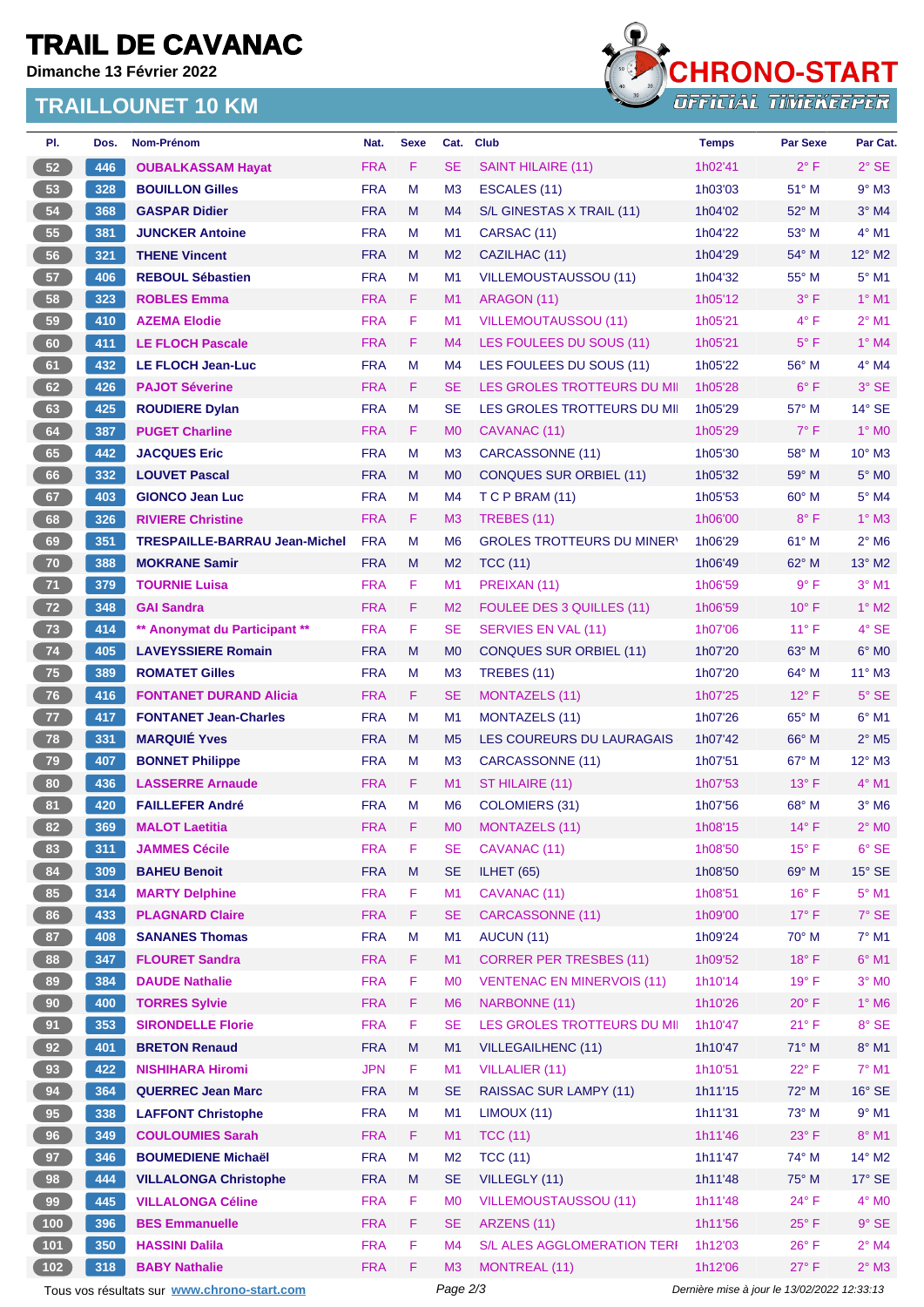# TRAIL DE CAVANAC

**Dimanche 13 Février 2022**

## TRAILLOUNET 10 KM

| Pl. | Dos. | Nom-Prénom | Nat. | Sexe | Cat. | Club | Temps | Par Sexe | Par Cat. |
|---|---|---|---|---|---|---|---|---|---|
| 52 | 446 | OUBALKASSAM Hayat | FRA | F | SE | SAINT HILAIRE (11) | 1h02'41 | 2° F | 2° SE |
| 53 | 328 | BOUILLON Gilles | FRA | M | M3 | ESCALES (11) | 1h03'03 | 51° M | 9° M3 |
| 54 | 368 | GASPAR Didier | FRA | M | M4 | S/L GINESTAS X TRAIL (11) | 1h04'02 | 52° M | 3° M4 |
| 55 | 381 | JUNCKER Antoine | FRA | M | M1 | CARSAC (11) | 1h04'22 | 53° M | 4° M1 |
| 56 | 321 | THENE Vincent | FRA | M | M2 | CAZILHAC (11) | 1h04'29 | 54° M | 12° M2 |
| 57 | 406 | REBOUL Sébastien | FRA | M | M1 | VILLEMOUSTAUSSOU (11) | 1h04'32 | 55° M | 5° M1 |
| 58 | 323 | ROBLES Emma | FRA | F | M1 | ARAGON (11) | 1h05'12 | 3° F | 1° M1 |
| 59 | 410 | AZEMA Elodie | FRA | F | M1 | VILLEMOUTAUSSOU (11) | 1h05'21 | 4° F | 2° M1 |
| 60 | 411 | LE FLOCH Pascale | FRA | F | M4 | LES FOULEES DU SOUS (11) | 1h05'21 | 5° F | 1° M4 |
| 61 | 432 | LE FLOCH Jean-Luc | FRA | M | M4 | LES FOULEES DU SOUS (11) | 1h05'22 | 56° M | 4° M4 |
| 62 | 426 | PAJOT Séverine | FRA | F | SE | LES GROLES TROTTEURS DU MI | 1h05'28 | 6° F | 3° SE |
| 63 | 425 | ROUDIERE Dylan | FRA | M | SE | LES GROLES TROTTEURS DU MI | 1h05'29 | 57° M | 14° SE |
| 64 | 387 | PUGET Charline | FRA | F | M0 | CAVANAC (11) | 1h05'29 | 7° F | 1° M0 |
| 65 | 442 | JACQUES Eric | FRA | M | M3 | CARCASSONNE (11) | 1h05'30 | 58° M | 10° M3 |
| 66 | 332 | LOUVET Pascal | FRA | M | M0 | CONQUES SUR ORBIEL (11) | 1h05'32 | 59° M | 5° M0 |
| 67 | 403 | GIONCO Jean Luc | FRA | M | M4 | T C P BRAM (11) | 1h05'53 | 60° M | 5° M4 |
| 68 | 326 | RIVIERE Christine | FRA | F | M3 | TREBES (11) | 1h06'00 | 8° F | 1° M3 |
| 69 | 351 | TRESPAILLE-BARRAU Jean-Michel | FRA | M | M6 | GROLES TROTTEURS DU MINER' | 1h06'29 | 61° M | 2° M6 |
| 70 | 388 | MOKRANE Samir | FRA | M | M2 | TCC (11) | 1h06'49 | 62° M | 13° M2 |
| 71 | 379 | TOURNIE Luisa | FRA | F | M1 | PREIXAN (11) | 1h06'59 | 9° F | 3° M1 |
| 72 | 348 | GAI Sandra | FRA | F | M2 | FOULEE DES 3 QUILLES (11) | 1h06'59 | 10° F | 1° M2 |
| 73 | 414 | ** Anonymat du Participant ** | FRA | F | SE | SERVIES EN VAL (11) | 1h07'06 | 11° F | 4° SE |
| 74 | 405 | LAVEYSSIERE Romain | FRA | M | M0 | CONQUES SUR ORBIEL (11) | 1h07'20 | 63° M | 6° M0 |
| 75 | 389 | ROMATET Gilles | FRA | M | M3 | TREBES (11) | 1h07'20 | 64° M | 11° M3 |
| 76 | 416 | FONTANET DURAND Alicia | FRA | F | SE | MONTAZELS (11) | 1h07'25 | 12° F | 5° SE |
| 77 | 417 | FONTANET Jean-Charles | FRA | M | M1 | MONTAZELS (11) | 1h07'26 | 65° M | 6° M1 |
| 78 | 331 | MARQUIÉ Yves | FRA | M | M5 | LES COUREURS DU LAURAGAIS | 1h07'42 | 66° M | 2° M5 |
| 79 | 407 | BONNET Philippe | FRA | M | M3 | CARCASSONNE (11) | 1h07'51 | 67° M | 12° M3 |
| 80 | 436 | LASSERRE Arnaude | FRA | F | M1 | ST HILAIRE (11) | 1h07'53 | 13° F | 4° M1 |
| 81 | 420 | FAILLEFER André | FRA | M | M6 | COLOMIERS (31) | 1h07'56 | 68° M | 3° M6 |
| 82 | 369 | MALOT Laetitia | FRA | F | M0 | MONTAZELS (11) | 1h08'15 | 14° F | 2° M0 |
| 83 | 311 | JAMMES Cécile | FRA | F | SE | CAVANAC (11) | 1h08'50 | 15° F | 6° SE |
| 84 | 309 | BAHEU Benoit | FRA | M | SE | ILHET (65) | 1h08'50 | 69° M | 15° SE |
| 85 | 314 | MARTY Delphine | FRA | F | M1 | CAVANAC (11) | 1h08'51 | 16° F | 5° M1 |
| 86 | 433 | PLAGNARD Claire | FRA | F | SE | CARCASSONNE (11) | 1h09'00 | 17° F | 7° SE |
| 87 | 408 | SANANES Thomas | FRA | M | M1 | AUCUN (11) | 1h09'24 | 70° M | 7° M1 |
| 88 | 347 | FLOURET Sandra | FRA | F | M1 | CORRER PER TRESBES (11) | 1h09'52 | 18° F | 6° M1 |
| 89 | 384 | DAUDE Nathalie | FRA | F | M0 | VENTENAC EN MINERVOIS (11) | 1h10'14 | 19° F | 3° M0 |
| 90 | 400 | TORRES Sylvie | FRA | F | M6 | NARBONNE (11) | 1h10'26 | 20° F | 1° M6 |
| 91 | 353 | SIRONDELLE Florie | FRA | F | SE | LES GROLES TROTTEURS DU MI | 1h10'47 | 21° F | 8° SE |
| 92 | 401 | BRETON Renaud | FRA | M | M1 | VILLEGAILHENC (11) | 1h10'47 | 71° M | 8° M1 |
| 93 | 422 | NISHIHARA Hiromi | JPN | F | M1 | VILLALIER (11) | 1h10'51 | 22° F | 7° M1 |
| 94 | 364 | QUERREC Jean Marc | FRA | M | SE | RAISSAC SUR LAMPY (11) | 1h11'15 | 72° M | 16° SE |
| 95 | 338 | LAFFONT Christophe | FRA | M | M1 | LIMOUX (11) | 1h11'31 | 73° M | 9° M1 |
| 96 | 349 | COULOUMIES Sarah | FRA | F | M1 | TCC (11) | 1h11'46 | 23° F | 8° M1 |
| 97 | 346 | BOUMEDIENE Michaël | FRA | M | M2 | TCC (11) | 1h11'47 | 74° M | 14° M2 |
| 98 | 444 | VILLALONGA Christophe | FRA | M | SE | VILLEGLY (11) | 1h11'48 | 75° M | 17° SE |
| 99 | 445 | VILLALONGA Céline | FRA | F | M0 | VILLEMOUSTAUSSOU (11) | 1h11'48 | 24° F | 4° M0 |
| 100 | 396 | BES Emmanuelle | FRA | F | SE | ARZENS (11) | 1h11'56 | 25° F | 9° SE |
| 101 | 350 | HASSINI Dalila | FRA | F | M4 | S/L ALES AGGLOMERATION TERI | 1h12'03 | 26° F | 2° M4 |
| 102 | 318 | BABY Nathalie | FRA | F | M3 | MONTREAL (11) | 1h12'06 | 27° F | 2° M3 |

Tous vos résultats sur www.chrono-start.com — Dernière mise à jour le 13/02/2022 12:33:13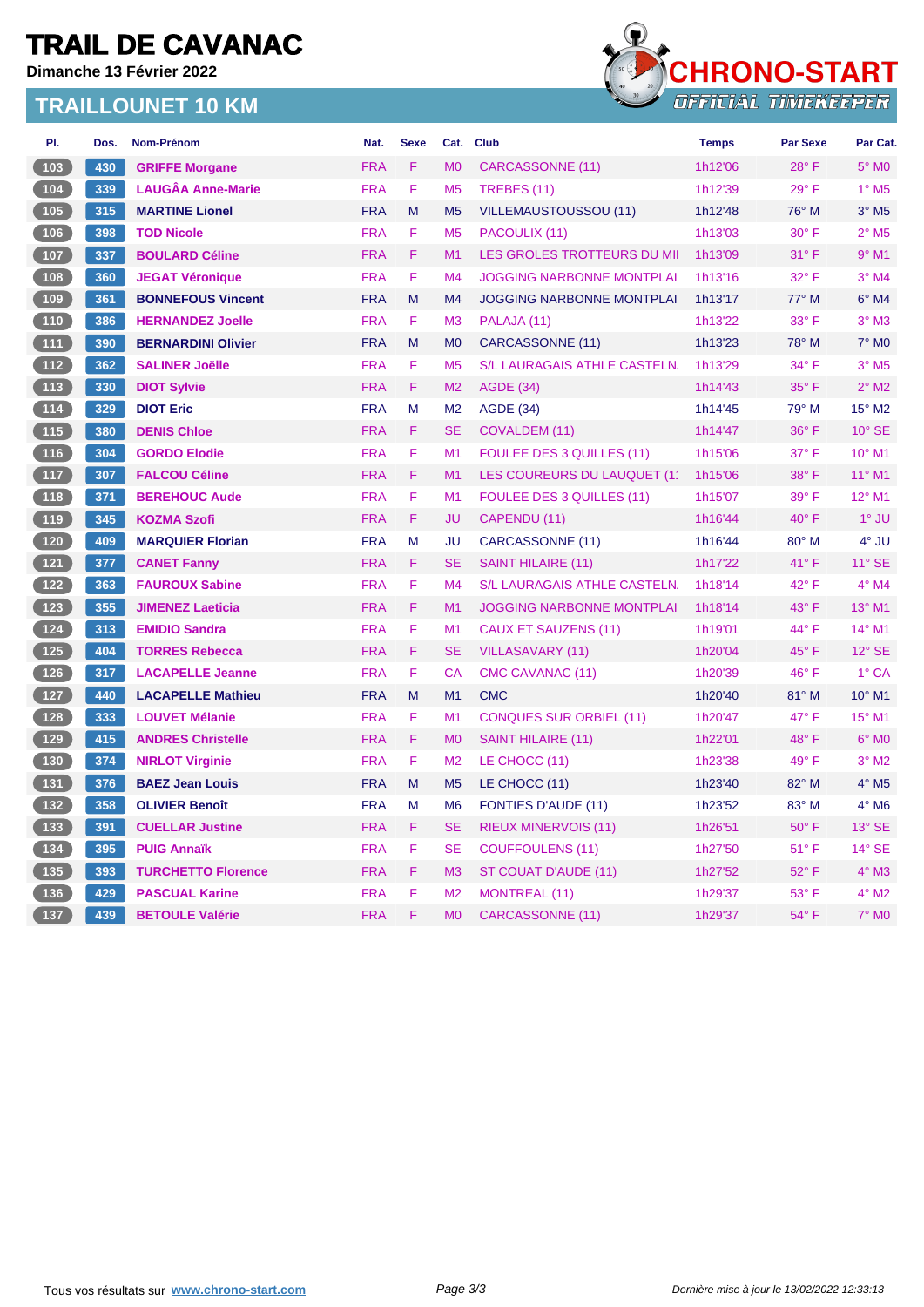# TRAIL DE CAVANAC

**Dimanche 13 Février 2022**

## TRAILLOUNET 10 KM

CHRONO-START
OFFICIAL TIMEKEEPER

| Pl. | Dos. | Nom-Prénom | Nat. | Sexe | Cat. | Club | Temps | Par Sexe | Par Cat. |
|---|---|---|---|---|---|---|---|---|---|
| 103 | 430 | **GRIFFE Morgane** | FRA | F | M0 | CARCASSONNE (11) | 1h12'06 | 28° F | 5° M0 |
| 104 | 339 | **LAUGÂA Anne-Marie** | FRA | F | M5 | TREBES (11) | 1h12'39 | 29° F | 1° M5 |
| 105 | 315 | **MARTINE Lionel** | FRA | M | M5 | VILLEMAUSTOUSSOU (11) | 1h12'48 | 76° M | 3° M5 |
| 106 | 398 | **TOD Nicole** | FRA | F | M5 | PACOULIX (11) | 1h13'03 | 30° F | 2° M5 |
| 107 | 337 | **BOULARD Céline** | FRA | F | M1 | LES GROLES TROTTEURS DU MI | 1h13'09 | 31° F | 9° M1 |
| 108 | 360 | **JEGAT Véronique** | FRA | F | M4 | JOGGING NARBONNE MONTPLAI | 1h13'16 | 32° F | 3° M4 |
| 109 | 361 | **BONNEFOUS Vincent** | FRA | M | M4 | JOGGING NARBONNE MONTPLAI | 1h13'17 | 77° M | 6° M4 |
| 110 | 386 | **HERNANDEZ Joelle** | FRA | F | M3 | PALAJA (11) | 1h13'22 | 33° F | 3° M3 |
| 111 | 390 | **BERNARDINI Olivier** | FRA | M | M0 | CARCASSONNE (11) | 1h13'23 | 78° M | 7° M0 |
| 112 | 362 | **SALINER Joëlle** | FRA | F | M5 | S/L LAURAGAIS ATHLE CASTELN. | 1h13'29 | 34° F | 3° M5 |
| 113 | 330 | **DIOT Sylvie** | FRA | F | M2 | AGDE (34) | 1h14'43 | 35° F | 2° M2 |
| 114 | 329 | **DIOT Eric** | FRA | M | M2 | AGDE (34) | 1h14'45 | 79° M | 15° M2 |
| 115 | 380 | **DENIS Chloe** | FRA | F | SE | COVALDEM (11) | 1h14'47 | 36° F | 10° SE |
| 116 | 304 | **GORDO Elodie** | FRA | F | M1 | FOULEE DES 3 QUILLES (11) | 1h15'06 | 37° F | 10° M1 |
| 117 | 307 | **FALCOU Céline** | FRA | F | M1 | LES COUREURS DU LAUQUET (1 | 1h15'06 | 38° F | 11° M1 |
| 118 | 371 | **BEREHOUC Aude** | FRA | F | M1 | FOULEE DES 3 QUILLES (11) | 1h15'07 | 39° F | 12° M1 |
| 119 | 345 | **KOZMA Szofi** | FRA | F | JU | CAPENDU (11) | 1h16'44 | 40° F | 1° JU |
| 120 | 409 | **MARQUIER Florian** | FRA | M | JU | CARCASSONNE (11) | 1h16'44 | 80° M | 4° JU |
| 121 | 377 | **CANET Fanny** | FRA | F | SE | SAINT HILAIRE (11) | 1h17'22 | 41° F | 11° SE |
| 122 | 363 | **FAUROUX Sabine** | FRA | F | M4 | S/L LAURAGAIS ATHLE CASTELN. | 1h18'14 | 42° F | 4° M4 |
| 123 | 355 | **JIMENEZ Laeticia** | FRA | F | M1 | JOGGING NARBONNE MONTPLAI | 1h18'14 | 43° F | 13° M1 |
| 124 | 313 | **EMIDIO Sandra** | FRA | F | M1 | CAUX ET SAUZENS (11) | 1h19'01 | 44° F | 14° M1 |
| 125 | 404 | **TORRES Rebecca** | FRA | F | SE | VILLASAVARY (11) | 1h20'04 | 45° F | 12° SE |
| 126 | 317 | **LACAPELLE Jeanne** | FRA | F | CA | CMC CAVANAC (11) | 1h20'39 | 46° F | 1° CA |
| 127 | 440 | **LACAPELLE Mathieu** | FRA | M | M1 | CMC | 1h20'40 | 81° M | 10° M1 |
| 128 | 333 | **LOUVET Mélanie** | FRA | F | M1 | CONQUES SUR ORBIEL (11) | 1h20'47 | 47° F | 15° M1 |
| 129 | 415 | **ANDRES Christelle** | FRA | F | M0 | SAINT HILAIRE (11) | 1h22'01 | 48° F | 6° M0 |
| 130 | 374 | **NIRLOT Virginie** | FRA | F | M2 | LE CHOCC (11) | 1h23'38 | 49° F | 3° M2 |
| 131 | 376 | **BAEZ Jean Louis** | FRA | M | M5 | LE CHOCC (11) | 1h23'40 | 82° M | 4° M5 |
| 132 | 358 | **OLIVIER Benoît** | FRA | M | M6 | FONTIES D'AUDE (11) | 1h23'52 | 83° M | 4° M6 |
| 133 | 391 | **CUELLAR Justine** | FRA | F | SE | RIEUX MINERVOIS (11) | 1h26'51 | 50° F | 13° SE |
| 134 | 395 | **PUIG Annaïk** | FRA | F | SE | COUFFOULENS (11) | 1h27'50 | 51° F | 14° SE |
| 135 | 393 | **TURCHETTO Florence** | FRA | F | M3 | ST COUAT D'AUDE (11) | 1h27'52 | 52° F | 4° M3 |
| 136 | 429 | **PASCUAL Karine** | FRA | F | M2 | MONTREAL (11) | 1h29'37 | 53° F | 4° M2 |
| 137 | 439 | **BETOULE Valérie** | FRA | F | M0 | CARCASSONNE (11) | 1h29'37 | 54° F | 7° M0 |

Tous vos résultats sur www.chrono-start.com

*Dernière mise à jour le 13/02/2022 12:33:13*